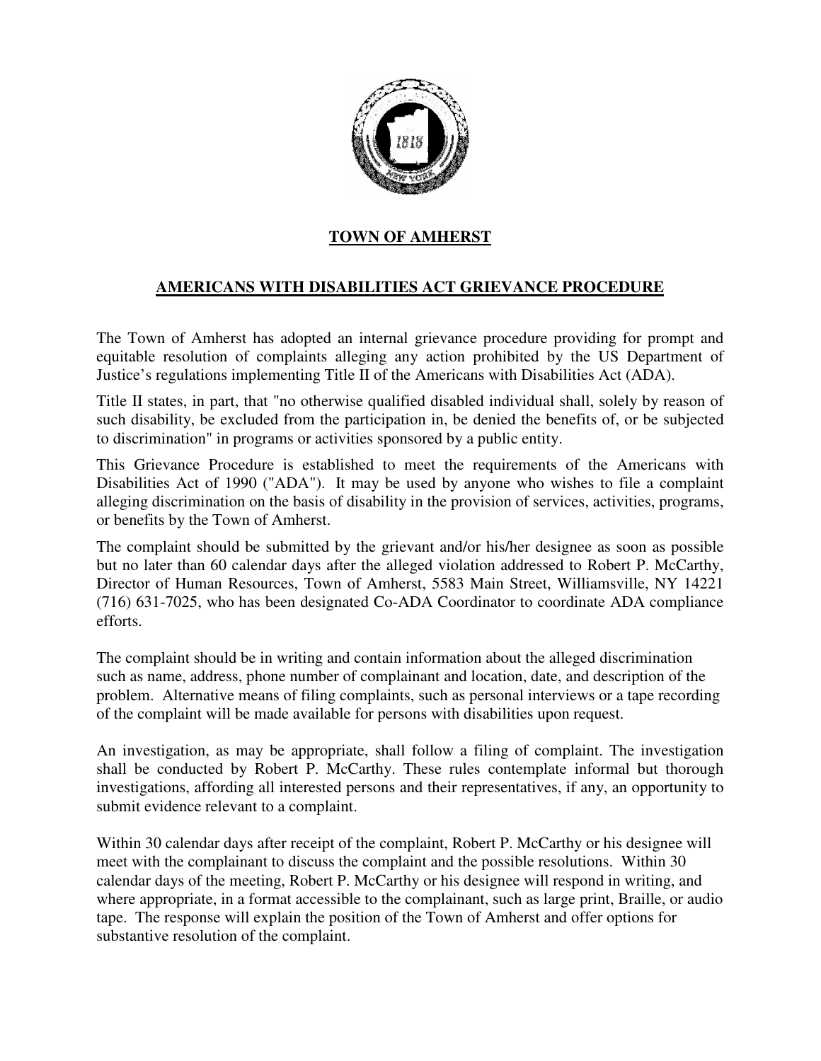# TOWN OF AMHERST

## AMERICANS WITH DISABILITIES ACT GRIEVANCE PROCEDURE

The Town of Amherst has adopted an internal grievance procedure providing for prompt and equitable resolution of complaints alleging any action prohibited by the US Department of Justice's regulations implementing Title II of the Americans with Disabilities Act (ADA).

Title II states, in part, that "no otherwise qualified disabled individual shall, solely by reason of such disability, be excluded from the participation in, be denied the benefits of, or be subjected to discrimination" in programs or activities sponsored by a public entity.

This Grievance Procedure is established to meet the requirements of the Americans with Disabilities Act of 1990 ("ADA"). It may be used by anyone who wishes to file a complaint alleging discrimination on the basis of disability in the provision of services, activities, programs, or benefits by the Town of Amherst.

The complaint should be submitted by the grievant and/or his/her designee as soon as possible but no later than 60 calendar days after the alleged violation addressed to Robert P. McCarthy, Director of Human Resources, Town of Amherst, 5583 Main Street, Williamsville, NY 14221 (716) 631-7025, who has been designated Co-ADA Coordinator to coordinate ADA compliance efforts.

The complaint should be in writing and contain information about the alleged discrimination such as name, address, phone number of complainant and location, date, and description of the problem. Alternative means of filing complaints, such as personal interviews or a tape recording of the complaint will be made available for persons with disabilities upon request.

An investigation, as may be appropriate, shall follow a filing of complaint. The investigation shall be conducted by Robert P. McCarthy. These rules contemplate informal but thorough investigations, affording all interested persons and their representatives, if any, an opportunity to submit evidence relevant to a complaint.

Within 30 calendar days after receipt of the complaint, Robert P. McCarthy or his designee will meet with the complainant to discuss the complaint and the possible resolutions. Within 30 calendar days of the meeting, Robert P. McCarthy or his designee will respond in writing, and where appropriate, in a format accessible to the complainant, such as large print, Braille, or audio tape. The response will explain the position of the Town of Amherst and offer options for substantive resolution of the complaint.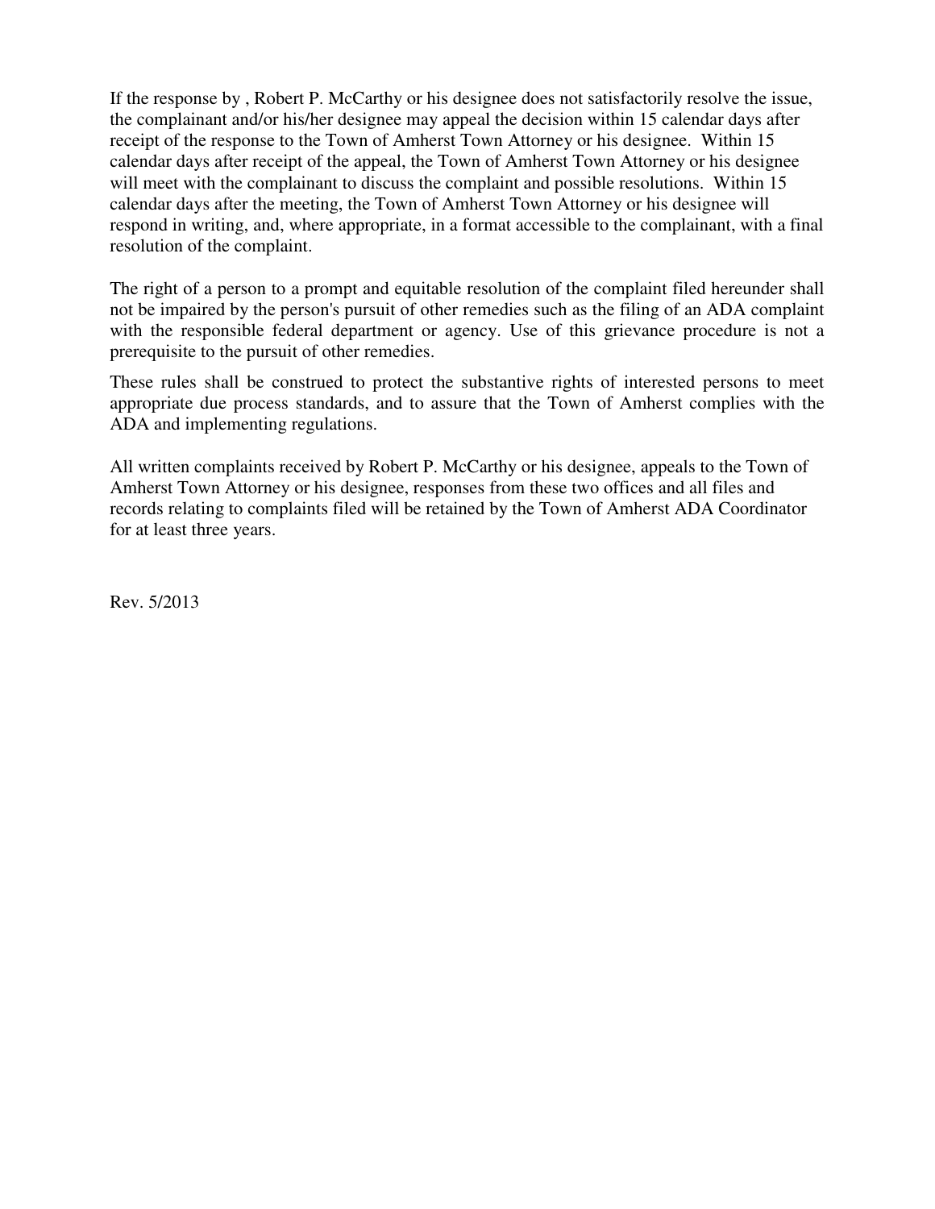If the response by , Robert P. McCarthy or his designee does not satisfactorily resolve the issue, the complainant and/or his/her designee may appeal the decision within 15 calendar days after receipt of the response to the Town of Amherst Town Attorney or his designee. Within 15 calendar days after receipt of the appeal, the Town of Amherst Town Attorney or his designee will meet with the complainant to discuss the complaint and possible resolutions. Within 15 calendar days after the meeting, the Town of Amherst Town Attorney or his designee will respond in writing, and, where appropriate, in a format accessible to the complainant, with a final resolution of the complaint.

The right of a person to a prompt and equitable resolution of the complaint filed hereunder shall not be impaired by the person's pursuit of other remedies such as the filing of an ADA complaint with the responsible federal department or agency. Use of this grievance procedure is not a prerequisite to the pursuit of other remedies.

These rules shall be construed to protect the substantive rights of interested persons to meet appropriate due process standards, and to assure that the Town of Amherst complies with the ADA and implementing regulations.

All written complaints received by Robert P. McCarthy or his designee, appeals to the Town of Amherst Town Attorney or his designee, responses from these two offices and all files and records relating to complaints filed will be retained by the Town of Amherst ADA Coordinator for at least three years.

Rev. 5/2013